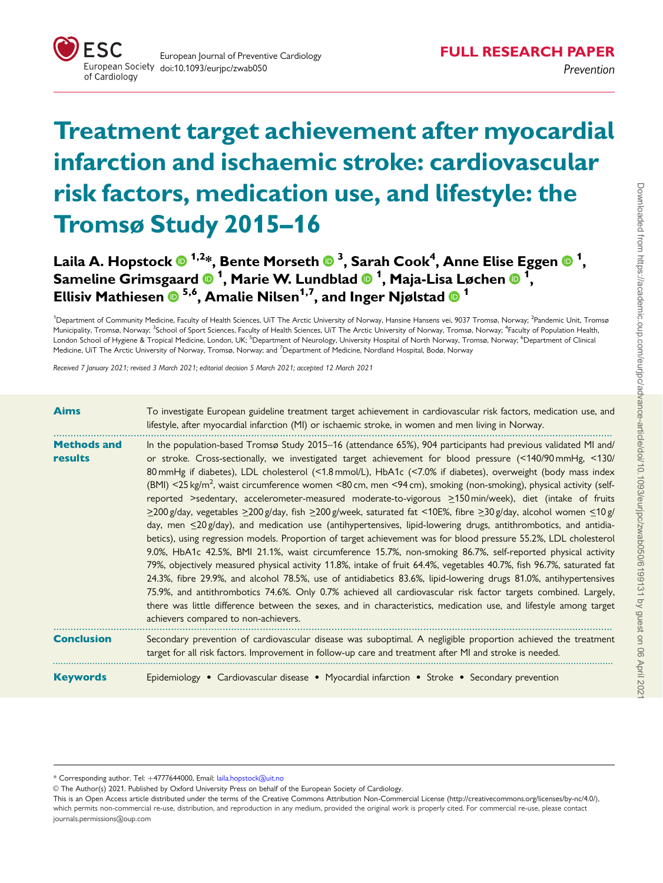FULL RESEARCH PAPER

*Prevention*

# Treatment target achievement after myocardial infarction and ischaemic stroke: cardiovascular risk factors, medication use, and lifestyle: the Tromsø Study 2015–16

**Laila A. Hopstock [1,2]*, Bente Morseth [3], Sarah Cook[4], Anne Elise Eggen [1], Sameline Grimsgaard [1], Marie W. Lundblad [1], Maja-Lisa Løchen [1], Ellisiv Mathiesen [5,6], Amalie Nilsen[1,7], and Inger Njølstad [1]**

[1]Department of Community Medicine, Faculty of Health Sciences, UiT The Arctic University of Norway, Hansine Hansens vei, 9037 Tromsø, Norway; [2]Pandemic Unit, Tromsø Municipality, Tromsø, Norway; [3]School of Sport Sciences, Faculty of Health Sciences, UiT The Arctic University of Norway, Tromsø, Norway; [4]Faculty of Population Health, London School of Hygiene & Tropical Medicine, London, UK; [5]Department of Neurology, University Hospital of North Norway, Tromsø, Norway; [6]Department of Clinical Medicine, UiT The Arctic University of Norway, Tromsø, Norway; and [7]Department of Medicine, Nordland Hospital, Bodø, Norway

*Received 7 January 2021; revised 3 March 2021; editorial decision 5 March 2021; accepted 12 March 2021*

**Aims**

To investigate European guideline treatment target achievement in cardiovascular risk factors, medication use, and lifestyle, after myocardial infarction (MI) or ischaemic stroke, in women and men living in Norway.

**Methods and results**

In the population-based Tromsø Study 2015–16 (attendance 65%), 904 participants had previous validated MI and/or stroke. Cross-sectionally, we investigated target achievement for blood pressure (<140/90 mmHg, <130/80 mmHg if diabetes), LDL cholesterol (<1.8 mmol/L), HbA1c (<7.0% if diabetes), overweight (body mass index (BMI) <25 kg/m$^2$, waist circumference women <80 cm, men <94 cm), smoking (non-smoking), physical activity (self-reported >sedentary, accelerometer-measured moderate-to-vigorous ≥150 min/week), diet (intake of fruits ≥200 g/day, vegetables ≥200 g/day, fish ≥200 g/week, saturated fat <10E%, fibre ≥30 g/day, alcohol women ≤10 g/day, men ≤20 g/day), and medication use (antihypertensives, lipid-lowering drugs, antithrombotics, and antidiabetics), using regression models. Proportion of target achievement was for blood pressure 55.2%, LDL cholesterol 9.0%, HbA1c 42.5%, BMI 21.1%, waist circumference 15.7%, non-smoking 86.7%, self-reported physical activity 79%, objectively measured physical activity 11.8%, intake of fruit 64.4%, vegetables 40.7%, fish 96.7%, saturated fat 24.3%, fibre 29.9%, and alcohol 78.5%, use of antidiabetics 83.6%, lipid-lowering drugs 81.0%, antihypertensives 75.9%, and antithrombotics 74.6%. Only 0.7% achieved all cardiovascular risk factor targets combined. Largely, there was little difference between the sexes, and in characteristics, medication use, and lifestyle among target achievers compared to non-achievers.

**Conclusion**

Secondary prevention of cardiovascular disease was suboptimal. A negligible proportion achieved the treatment target for all risk factors. Improvement in follow-up care and treatment after MI and stroke is needed.

**Keywords** Epidemiology • Cardiovascular disease • Myocardial infarction • Stroke • Secondary prevention

\* Corresponding author. Tel: +4777644000, Email: laila.hopstock@uit.no

© The Author(s) 2021. Published by Oxford University Press on behalf of the European Society of Cardiology.

This is an Open Access article distributed under the terms of the Creative Commons Attribution Non-Commercial License (http://creativecommons.org/licenses/by-nc/4.0/), which permits non-commercial re-use, distribution, and reproduction in any medium, provided the original work is properly cited. For commercial re-use, please contact journals.permissions@oup.com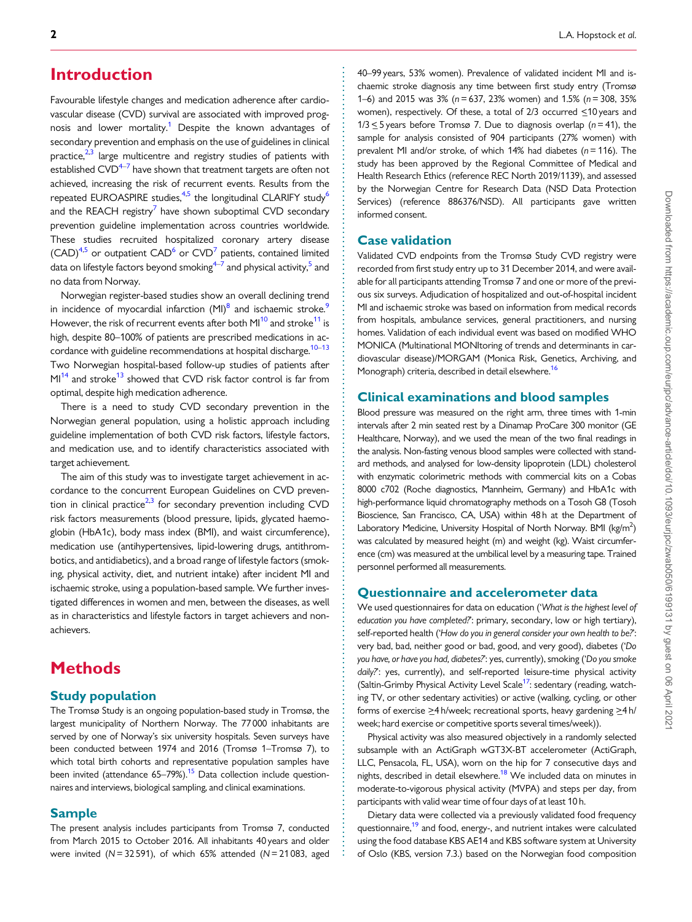# Introduction

Favourable lifestyle changes and medication adherence after cardiovascular disease (CVD) survival are associated with improved prognosis and lower mortality.[1] Despite the known advantages of secondary prevention and emphasis on the use of guidelines in clinical practice,[2,3] large multicentre and registry studies of patients with established CVD[4–7] have shown that treatment targets are often not achieved, increasing the risk of recurrent events. Results from the repeated EUROASPIRE studies,[4,5] the longitudinal CLARIFY study[6] and the REACH registry[7] have shown suboptimal CVD secondary prevention guideline implementation across countries worldwide. These studies recruited hospitalized coronary artery disease (CAD)[4,5] or outpatient CAD[6] or CVD[7] patients, contained limited data on lifestyle factors beyond smoking[4–7] and physical activity,[5] and no data from Norway.

Norwegian register-based studies show an overall declining trend in incidence of myocardial infarction (MI)[8] and ischaemic stroke.[9] However, the risk of recurrent events after both MI[10] and stroke[11] is high, despite 80–100% of patients are prescribed medications in accordance with guideline recommendations at hospital discharge.[10–13] Two Norwegian hospital-based follow-up studies of patients after MI[14] and stroke[13] showed that CVD risk factor control is far from optimal, despite high medication adherence.

There is a need to study CVD secondary prevention in the Norwegian general population, using a holistic approach including guideline implementation of both CVD risk factors, lifestyle factors, and medication use, and to identify characteristics associated with target achievement.

The aim of this study was to investigate target achievement in accordance to the concurrent European Guidelines on CVD prevention in clinical practice[2,3] for secondary prevention including CVD risk factors measurements (blood pressure, lipids, glycated haemoglobin (HbA1c), body mass index (BMI), and waist circumference), medication use (antihypertensives, lipid-lowering drugs, antithrombotics, and antidiabetics), and a broad range of lifestyle factors (smoking, physical activity, diet, and nutrient intake) after incident MI and ischaemic stroke, using a population-based sample. We further investigated differences in women and men, between the diseases, as well as in characteristics and lifestyle factors in target achievers and non-achievers.

# Methods

## Study population

The Tromsø Study is an ongoing population-based study in Tromsø, the largest municipality of Northern Norway. The 77 000 inhabitants are served by one of Norway's six university hospitals. Seven surveys have been conducted between 1974 and 2016 (Tromsø 1–Tromsø 7), to which total birth cohorts and representative population samples have been invited (attendance 65–79%).[15] Data collection include questionnaires and interviews, biological sampling, and clinical examinations.

## Sample

The present analysis includes participants from Tromsø 7, conducted from March 2015 to October 2016. All inhabitants 40 years and older were invited ($N = 32\,591$), of which 65% attended ($N = 21\,083$, aged 40–99 years, 53% women). Prevalence of validated incident MI and ischaemic stroke diagnosis any time between first study entry (Tromsø 1–6) and 2015 was 3% ($n = 637$, 23% women) and 1.5% ($n = 308$, 35% women), respectively. Of these, a total of 2/3 occurred ≤10 years and 1/3 ≤ 5 years before Tromsø 7. Due to diagnosis overlap ($n = 41$), the sample for analysis consisted of 904 participants (27% women) with prevalent MI and/or stroke, of which 14% had diabetes ($n = 116$). The study has been approved by the Regional Committee of Medical and Health Research Ethics (reference REC North 2019/1139), and assessed by the Norwegian Centre for Research Data (NSD Data Protection Services) (reference 886376/NSD). All participants gave written informed consent.

## Case validation

Validated CVD endpoints from the Tromsø Study CVD registry were recorded from first study entry up to 31 December 2014, and were available for all participants attending Tromsø 7 and one or more of the previous six surveys. Adjudication of hospitalized and out-of-hospital incident MI and ischaemic stroke was based on information from medical records from hospitals, ambulance services, general practitioners, and nursing homes. Validation of each individual event was based on modified WHO MONICA (Multinational MONItoring of trends and determinants in cardiovascular disease)/MORGAM (Monica Risk, Genetics, Archiving, and Monograph) criteria, described in detail elsewhere.[16]

## Clinical examinations and blood samples

Blood pressure was measured on the right arm, three times with 1-min intervals after 2 min seated rest by a Dinamap ProCare 300 monitor (GE Healthcare, Norway), and we used the mean of the two final readings in the analysis. Non-fasting venous blood samples were collected with standard methods, and analysed for low-density lipoprotein (LDL) cholesterol with enzymatic colorimetric methods with commercial kits on a Cobas 8000 c702 (Roche diagnostics, Mannheim, Germany) and HbA1c with high-performance liquid chromatography methods on a Tosoh G8 (Tosoh Bioscience, San Francisco, CA, USA) within 48 h at the Department of Laboratory Medicine, University Hospital of North Norway. BMI ($kg/m^2$) was calculated by measured height (m) and weight (kg). Waist circumference (cm) was measured at the umbilical level by a measuring tape. Trained personnel performed all measurements.

## Questionnaire and accelerometer data

We used questionnaires for data on education ('*What is the highest level of education you have completed?*': primary, secondary, low or high tertiary), self-reported health ('*How do you in general consider your own health to be?*': very bad, bad, neither good or bad, good, and very good), diabetes ('*Do you have, or have you had, diabetes?*': yes, currently), smoking ('*Do you smoke daily?*': yes, currently), and self-reported leisure-time physical activity (Saltin-Grimby Physical Activity Level Scale[17]: sedentary (reading, watching TV, or other sedentary activities) or active (walking, cycling, or other forms of exercise ≥4 h/week; recreational sports, heavy gardening ≥4 h/week; hard exercise or competitive sports several times/week)).

Physical activity was also measured objectively in a randomly selected subsample with an ActiGraph wGT3X-BT accelerometer (ActiGraph, LLC, Pensacola, FL, USA), worn on the hip for 7 consecutive days and nights, described in detail elsewhere.[18] We included data on minutes in moderate-to-vigorous physical activity (MVPA) and steps per day, from participants with valid wear time of four days of at least 10 h.

Dietary data were collected via a previously validated food frequency questionnaire,[19] and food, energy-, and nutrient intakes were calculated using the food database KBS AE14 and KBS software system at University of Oslo (KBS, version 7.3.) based on the Norwegian food composition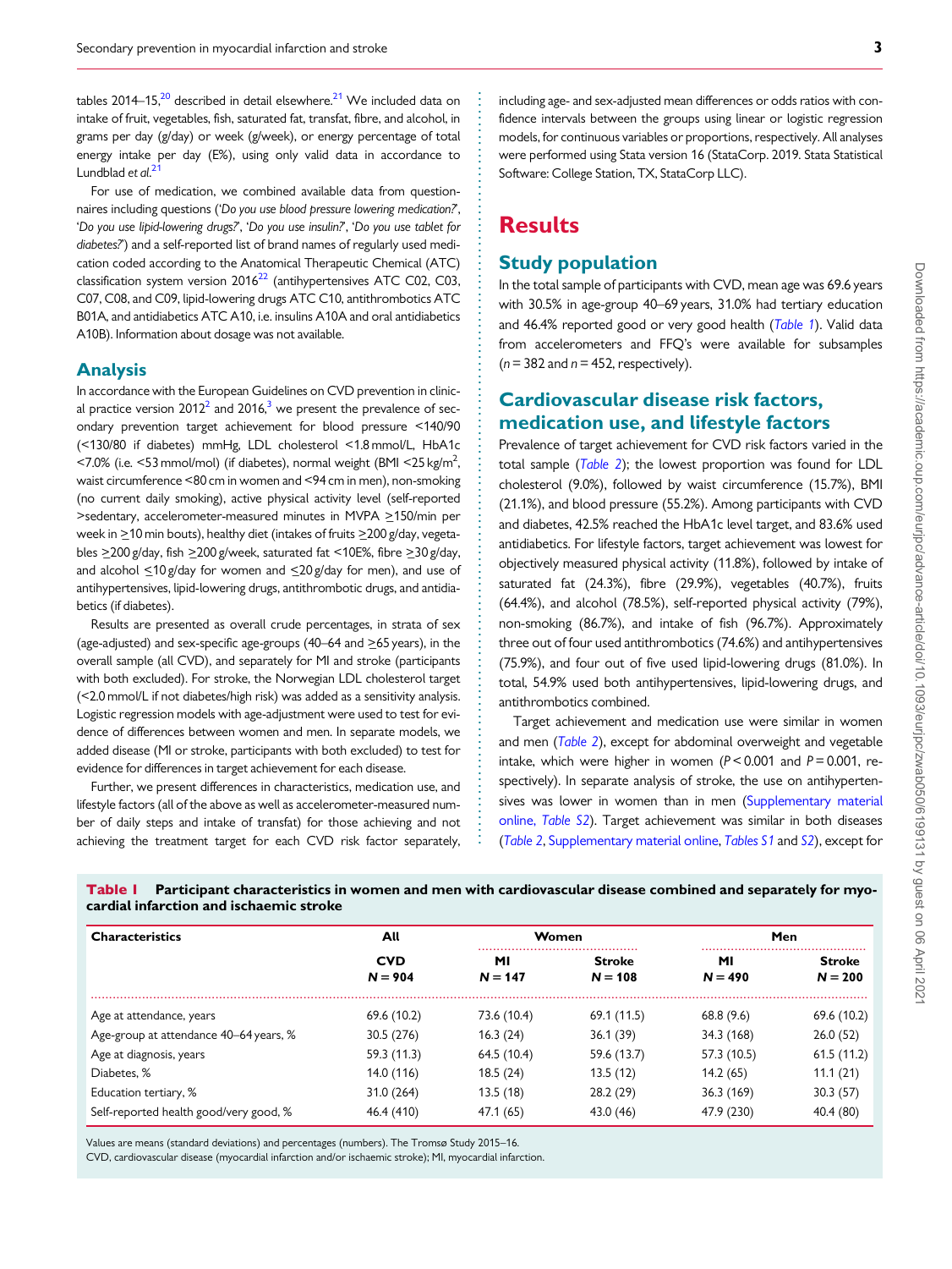tables 2014–15,[20] described in detail elsewhere.[21] We included data on intake of fruit, vegetables, fish, saturated fat, transfat, fibre, and alcohol, in grams per day (g/day) or week (g/week), or energy percentage of total energy intake per day (E%), using only valid data in accordance to Lundblad *et al.*[21]

For use of medication, we combined available data from questionnaires including questions ('*Do you use blood pressure lowering medication?*', '*Do you use lipid-lowering drugs?*', '*Do you use insulin?*', '*Do you use tablet for diabetes?*') and a self-reported list of brand names of regularly used medication coded according to the Anatomical Therapeutic Chemical (ATC) classification system version 2016[22] (antihypertensives ATC C02, C03, C07, C08, and C09, lipid-lowering drugs ATC C10, antithrombotics ATC B01A, and antidiabetics ATC A10, i.e. insulins A10A and oral antidiabetics A10B). Information about dosage was not available.

## Analysis

In accordance with the European Guidelines on CVD prevention in clinical practice version 2012[2] and 2016,[3] we present the prevalence of secondary prevention target achievement for blood pressure <140/90 (<130/80 if diabetes) mmHg, LDL cholesterol <1.8 mmol/L, HbA1c <7.0% (i.e. <53 mmol/mol) (if diabetes), normal weight (BMI <25 kg/m$^2$, waist circumference <80 cm in women and <94 cm in men), non-smoking (no current daily smoking), active physical activity level (self-reported >sedentary, accelerometer-measured minutes in MVPA ≥150/min per week in ≥10 min bouts), healthy diet (intakes of fruits ≥200 g/day, vegetables ≥200 g/day, fish ≥200 g/week, saturated fat <10E%, fibre ≥30 g/day, and alcohol ≤10 g/day for women and ≤20 g/day for men), and use of antihypertensives, lipid-lowering drugs, antithrombotic drugs, and antidiabetics (if diabetes).

Results are presented as overall crude percentages, in strata of sex (age-adjusted) and sex-specific age-groups (40–64 and ≥65 years), in the overall sample (all CVD), and separately for MI and stroke (participants with both excluded). For stroke, the Norwegian LDL cholesterol target (<2.0 mmol/L if not diabetes/high risk) was added as a sensitivity analysis. Logistic regression models with age-adjustment were used to test for evidence of differences between women and men. In separate models, we added disease (MI or stroke, participants with both excluded) to test for evidence for differences in target achievement for each disease.

Further, we present differences in characteristics, medication use, and lifestyle factors (all of the above as well as accelerometer-measured number of daily steps and intake of transfat) for those achieving and not achieving the treatment target for each CVD risk factor separately, including age- and sex-adjusted mean differences or odds ratios with confidence intervals between the groups using linear or logistic regression models, for continuous variables or proportions, respectively. All analyses were performed using Stata version 16 (StataCorp. 2019. Stata Statistical Software: College Station, TX, StataCorp LLC).

# Results

## Study population

In the total sample of participants with CVD, mean age was 69.6 years with 30.5% in age-group 40–69 years, 31.0% had tertiary education and 46.4% reported good or very good health (*Table 1*). Valid data from accelerometers and FFQ's were available for subsamples ($n$ = 382 and $n$ = 452, respectively).

## Cardiovascular disease risk factors, medication use, and lifestyle factors

Prevalence of target achievement for CVD risk factors varied in the total sample (*Table 2*); the lowest proportion was found for LDL cholesterol (9.0%), followed by waist circumference (15.7%), BMI (21.1%), and blood pressure (55.2%). Among participants with CVD and diabetes, 42.5% reached the HbA1c level target, and 83.6% used antidiabetics. For lifestyle factors, target achievement was lowest for objectively measured physical activity (11.8%), followed by intake of saturated fat (24.3%), fibre (29.9%), vegetables (40.7%), fruits (64.4%), and alcohol (78.5%), self-reported physical activity (79%), non-smoking (86.7%), and intake of fish (96.7%). Approximately three out of four used antithrombotics (74.6%) and antihypertensives (75.9%), and four out of five used lipid-lowering drugs (81.0%). In total, 54.9% used both antihypertensives, lipid-lowering drugs, and antithrombotics combined.

Target achievement and medication use were similar in women and men (*Table 2*), except for abdominal overweight and vegetable intake, which were higher in women ($P$ < 0.001 and $P$ = 0.001, respectively). In separate analysis of stroke, the use on antihypertensives was lower in women than in men (Supplementary material online, *Table S2*). Target achievement was similar in both diseases (*Table 2*, Supplementary material online, *Tables S1* and *S2*), except for

**Table 1** Participant characteristics in women and men with cardiovascular disease combined and separately for myocardial infarction and ischaemic stroke

| Characteristics | All | Women | | Men | |
|---|---|---|---|---|---|
| | CVD<br>$N$ = 904 | MI<br>$N$ = 147 | Stroke<br>$N$ = 108 | MI<br>$N$ = 490 | Stroke<br>$N$ = 200 |
| Age at attendance, years | 69.6 (10.2) | 73.6 (10.4) | 69.1 (11.5) | 68.8 (9.6) | 69.6 (10.2) |
| Age-group at attendance 40–64 years, % | 30.5 (276) | 16.3 (24) | 36.1 (39) | 34.3 (168) | 26.0 (52) |
| Age at diagnosis, years | 59.3 (11.3) | 64.5 (10.4) | 59.6 (13.7) | 57.3 (10.5) | 61.5 (11.2) |
| Diabetes, % | 14.0 (116) | 18.5 (24) | 13.5 (12) | 14.2 (65) | 11.1 (21) |
| Education tertiary, % | 31.0 (264) | 13.5 (18) | 28.2 (29) | 36.3 (169) | 30.3 (57) |
| Self-reported health good/very good, % | 46.4 (410) | 47.1 (65) | 43.0 (46) | 47.9 (230) | 40.4 (80) |

Values are means (standard deviations) and percentages (numbers). The Tromsø Study 2015–16.
CVD, cardiovascular disease (myocardial infarction and/or ischaemic stroke); MI, myocardial infarction.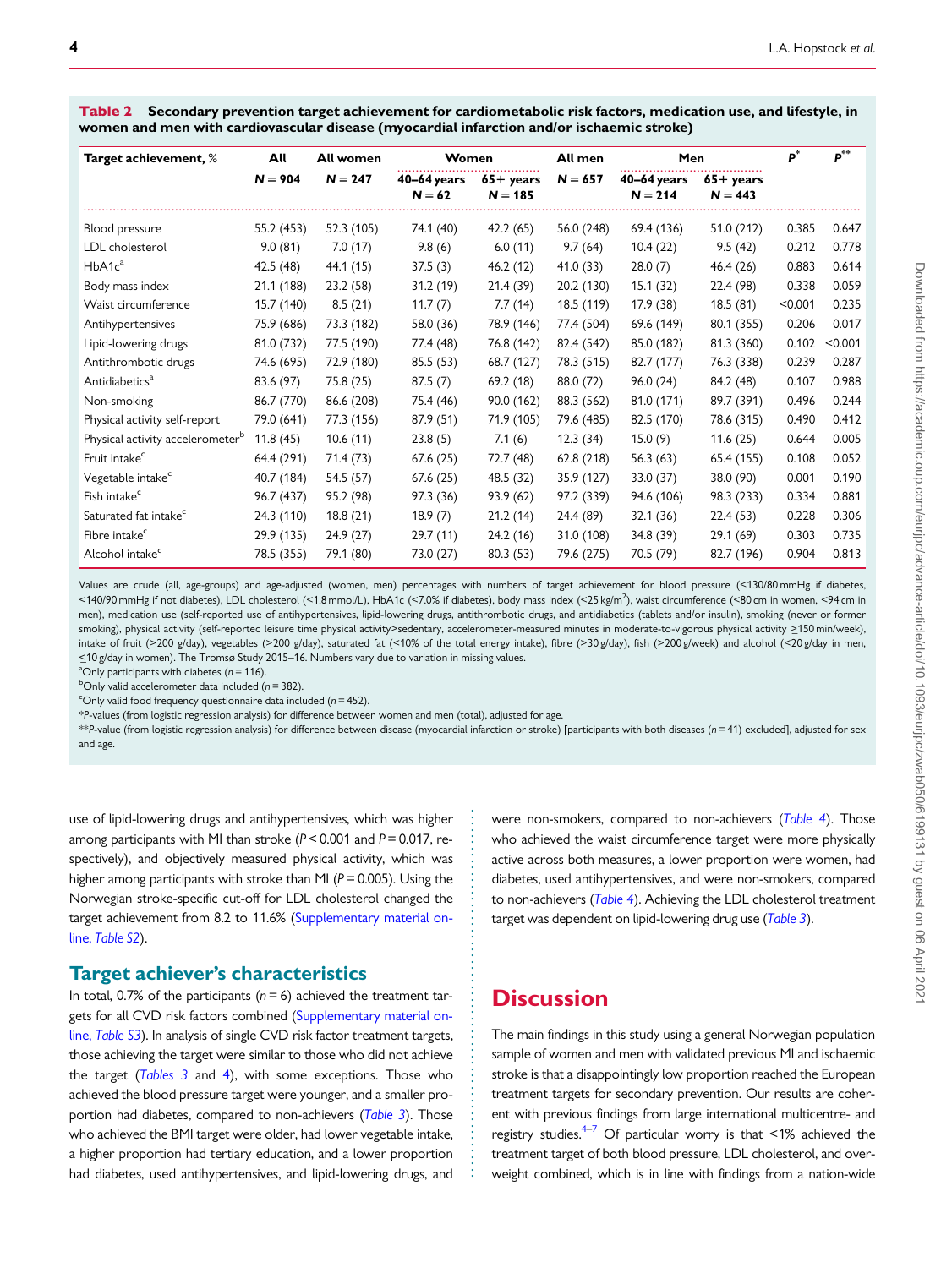**Table 2** Secondary prevention target achievement for cardiometabolic risk factors, medication use, and lifestyle, in women and men with cardiovascular disease (myocardial infarction and/or ischaemic stroke)

| Target achievement, % | All | All women | Women | | All men | Men | | P* | P** |
|---|---|---|---|---|---|---|---|---|---|
| | N = 904 | N = 247 | 40–64 years N = 62 | 65+ years N = 185 | N = 657 | 40–64 years N = 214 | 65+ years N = 443 | | |
| Blood pressure | 55.2 (453) | 52.3 (105) | 74.1 (40) | 42.2 (65) | 56.0 (248) | 69.4 (136) | 51.0 (212) | 0.385 | 0.647 |
| LDL cholesterol | 9.0 (81) | 7.0 (17) | 9.8 (6) | 6.0 (11) | 9.7 (64) | 10.4 (22) | 9.5 (42) | 0.212 | 0.778 |
| HbA1c[a] | 42.5 (48) | 44.1 (15) | 37.5 (3) | 46.2 (12) | 41.0 (33) | 28.0 (7) | 46.4 (26) | 0.883 | 0.614 |
| Body mass index | 21.1 (188) | 23.2 (58) | 31.2 (19) | 21.4 (39) | 20.2 (130) | 15.1 (32) | 22.4 (98) | 0.338 | 0.059 |
| Waist circumference | 15.7 (140) | 8.5 (21) | 11.7 (7) | 7.7 (14) | 18.5 (119) | 17.9 (38) | 18.5 (81) | <0.001 | 0.235 |
| Antihypertensives | 75.9 (686) | 73.3 (182) | 58.0 (36) | 78.9 (146) | 77.4 (504) | 69.6 (149) | 80.1 (355) | 0.206 | 0.017 |
| Lipid-lowering drugs | 81.0 (732) | 77.5 (190) | 77.4 (48) | 76.8 (142) | 82.4 (542) | 85.0 (182) | 81.3 (360) | 0.102 | <0.001 |
| Antithrombotic drugs | 74.6 (695) | 72.9 (180) | 85.5 (53) | 68.7 (127) | 78.3 (515) | 82.7 (177) | 76.3 (338) | 0.239 | 0.287 |
| Antidiabetics[a] | 83.6 (97) | 75.8 (25) | 87.5 (7) | 69.2 (18) | 88.0 (72) | 96.0 (24) | 84.2 (48) | 0.107 | 0.988 |
| Non-smoking | 86.7 (770) | 86.6 (208) | 75.4 (46) | 90.0 (162) | 88.3 (562) | 81.0 (171) | 89.7 (391) | 0.496 | 0.244 |
| Physical activity self-report | 79.0 (641) | 77.3 (156) | 87.9 (51) | 71.9 (105) | 79.6 (485) | 82.5 (170) | 78.6 (315) | 0.490 | 0.412 |
| Physical activity accelerometer[b] | 11.8 (45) | 10.6 (11) | 23.8 (5) | 7.1 (6) | 12.3 (34) | 15.0 (9) | 11.6 (25) | 0.644 | 0.005 |
| Fruit intake[c] | 64.4 (291) | 71.4 (73) | 67.6 (25) | 72.7 (48) | 62.8 (218) | 56.3 (63) | 65.4 (155) | 0.108 | 0.052 |
| Vegetable intake[c] | 40.7 (184) | 54.5 (57) | 67.6 (25) | 48.5 (32) | 35.9 (127) | 33.0 (37) | 38.0 (90) | 0.001 | 0.190 |
| Fish intake[c] | 96.7 (437) | 95.2 (98) | 97.3 (36) | 93.9 (62) | 97.2 (339) | 94.6 (106) | 98.3 (233) | 0.334 | 0.881 |
| Saturated fat intake[c] | 24.3 (110) | 18.8 (21) | 18.9 (7) | 21.2 (14) | 24.4 (89) | 32.1 (36) | 22.4 (53) | 0.228 | 0.306 |
| Fibre intake[c] | 29.9 (135) | 24.9 (27) | 29.7 (11) | 24.2 (16) | 31.0 (108) | 34.8 (39) | 29.1 (69) | 0.303 | 0.735 |
| Alcohol intake[c] | 78.5 (355) | 79.1 (80) | 73.0 (27) | 80.3 (53) | 79.6 (275) | 70.5 (79) | 82.7 (196) | 0.904 | 0.813 |

Values are crude (all, age-groups) and age-adjusted (women, men) percentages with numbers of target achievement for blood pressure (<130/80 mmHg if diabetes, <140/90 mmHg if not diabetes), LDL cholesterol (<1.8 mmol/L), HbA1c (<7.0% if diabetes), body mass index (<25 kg/m²), waist circumference (<80 cm in women, <94 cm in men), medication use (self-reported use of antihypertensives, lipid-lowering drugs, antithrombotic drugs, and antidiabetics (tablets and/or insulin), smoking (never or former smoking), physical activity (self-reported leisure time physical activity>sedentary, accelerometer-measured minutes in moderate-to-vigorous physical activity ≥150 min/week), intake of fruit (≥200 g/day), vegetables (≥200 g/day), saturated fat (<10% of the total energy intake), fibre (≥30 g/day), fish (≥200 g/week) and alcohol (≤20 g/day in men, ≤10 g/day in women). The Tromsø Study 2015–16. Numbers vary due to variation in missing values.

[a]Only participants with diabetes (n = 116).

[b]Only valid accelerometer data included (n = 382).

[c]Only valid food frequency questionnaire data included (n = 452).

*P-values (from logistic regression analysis) for difference between women and men (total), adjusted for age.

**P-value (from logistic regression analysis) for difference between disease (myocardial infarction or stroke) [participants with both diseases (n = 41) excluded], adjusted for sex and age.

use of lipid-lowering drugs and antihypertensives, which was higher among participants with MI than stroke ($P < 0.001$ and $P = 0.017$, respectively), and objectively measured physical activity, which was higher among participants with stroke than MI ($P = 0.005$). Using the Norwegian stroke-specific cut-off for LDL cholesterol changed the target achievement from 8.2 to 11.6% (Supplementary material online, Table S2).

## Target achiever's characteristics

In total, 0.7% of the participants (n = 6) achieved the treatment targets for all CVD risk factors combined (Supplementary material online, Table S3). In analysis of single CVD risk factor treatment targets, those achieving the target were similar to those who did not achieve the target (Tables 3 and 4), with some exceptions. Those who achieved the blood pressure target were younger, and a smaller proportion had diabetes, compared to non-achievers (Table 3). Those who achieved the BMI target were older, had lower vegetable intake, a higher proportion had tertiary education, and a lower proportion had diabetes, used antihypertensives, and lipid-lowering drugs, and were non-smokers, compared to non-achievers (Table 4). Those who achieved the waist circumference target were more physically active across both measures, a lower proportion were women, had diabetes, used antihypertensives, and were non-smokers, compared to non-achievers (Table 4). Achieving the LDL cholesterol treatment target was dependent on lipid-lowering drug use (Table 3).

# Discussion

The main findings in this study using a general Norwegian population sample of women and men with validated previous MI and ischaemic stroke is that a disappointingly low proportion reached the European treatment targets for secondary prevention. Our results are coherent with previous findings from large international multicentre- and registry studies.[4–7] Of particular worry is that <1% achieved the treatment target of both blood pressure, LDL cholesterol, and overweight combined, which is in line with findings from a nation-wide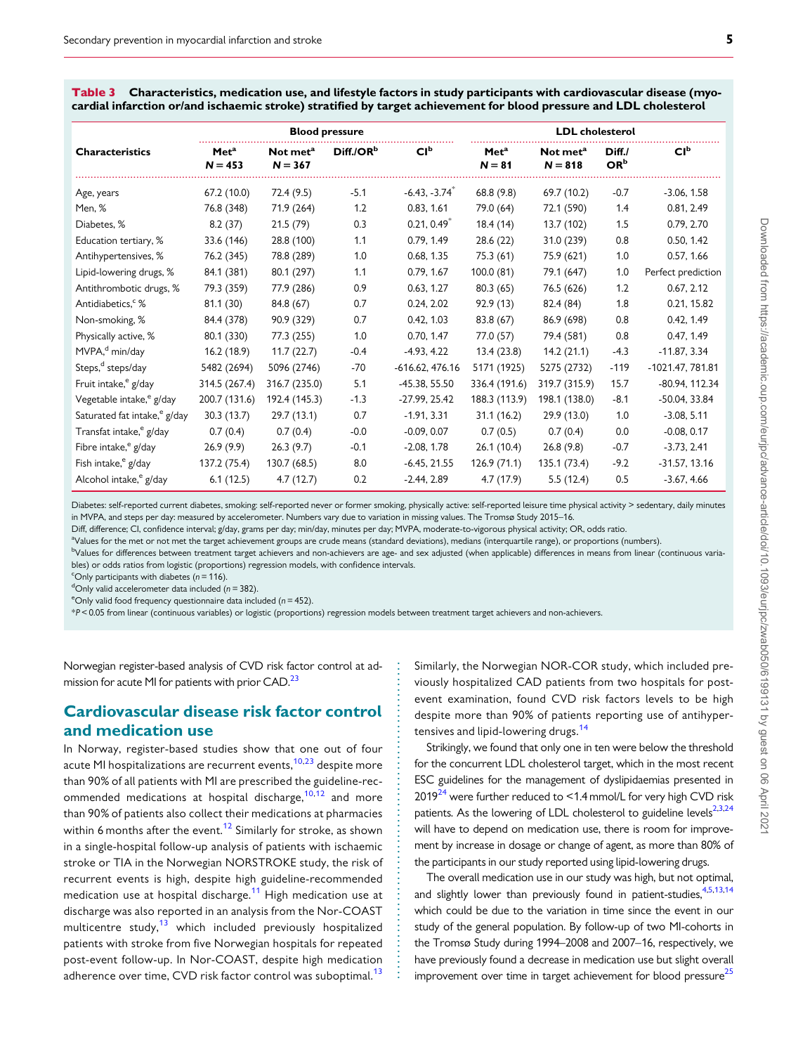**Table 3** Characteristics, medication use, and lifestyle factors in study participants with cardiovascular disease (myocardial infarction or/and ischaemic stroke) stratified by target achievement for blood pressure and LDL cholesterol

| Characteristics | Blood pressure | | | | LDL cholesterol | | | |
|---|---|---|---|---|---|---|---|---|
| | Met[a] N = 453 | Not met[a] N = 367 | Diff./OR[b] | CI[b] | Met[a] N = 81 | Not met[a] N = 818 | Diff./OR[b] | CI[b] |
| Age, years | 67.2 (10.0) | 72.4 (9.5) | -5.1 | -6.43, -3.74* | 68.8 (9.8) | 69.7 (10.2) | -0.7 | -3.06, 1.58 |
| Men, % | 76.8 (348) | 71.9 (264) | 1.2 | 0.83, 1.61 | 79.0 (64) | 72.1 (590) | 1.4 | 0.81, 2.49 |
| Diabetes, % | 8.2 (37) | 21.5 (79) | 0.3 | 0.21, 0.49* | 18.4 (14) | 13.7 (102) | 1.5 | 0.79, 2.70 |
| Education tertiary, % | 33.6 (146) | 28.8 (100) | 1.1 | 0.79, 1.49 | 28.6 (22) | 31.0 (239) | 0.8 | 0.50, 1.42 |
| Antihypertensives, % | 76.2 (345) | 78.8 (289) | 1.0 | 0.68, 1.35 | 75.3 (61) | 75.9 (621) | 1.0 | 0.57, 1.66 |
| Lipid-lowering drugs, % | 84.1 (381) | 80.1 (297) | 1.1 | 0.79, 1.67 | 100.0 (81) | 79.1 (647) | 1.0 | Perfect prediction |
| Antithrombotic drugs, % | 79.3 (359) | 77.9 (286) | 0.9 | 0.63, 1.27 | 80.3 (65) | 76.5 (626) | 1.2 | 0.67, 2.12 |
| Antidiabetics,[c] % | 81.1 (30) | 84.8 (67) | 0.7 | 0.24, 2.02 | 92.9 (13) | 82.4 (84) | 1.8 | 0.21, 15.82 |
| Non-smoking, % | 84.4 (378) | 90.9 (329) | 0.7 | 0.42, 1.03 | 83.8 (67) | 86.9 (698) | 0.8 | 0.42, 1.49 |
| Physically active, % | 80.1 (330) | 77.3 (255) | 1.0 | 0.70, 1.47 | 77.0 (57) | 79.4 (581) | 0.8 | 0.47, 1.49 |
| MVPA,[d] min/day | 16.2 (18.9) | 11.7 (22.7) | -0.4 | -4.93, 4.22 | 13.4 (23.8) | 14.2 (21.1) | -4.3 | -11.87, 3.34 |
| Steps,[d] steps/day | 5482 (2694) | 5096 (2746) | -70 | -616.62, 476.16 | 5171 (1925) | 5275 (2732) | -119 | -1021.47, 781.81 |
| Fruit intake,[e] g/day | 314.5 (267.4) | 316.7 (235.0) | 5.1 | -45.38, 55.50 | 336.4 (191.6) | 319.7 (315.9) | 15.7 | -80.94, 112.34 |
| Vegetable intake,[e] g/day | 200.7 (131.6) | 192.4 (145.3) | -1.3 | -27.99, 25.42 | 188.3 (113.9) | 198.1 (138.0) | -8.1 | -50.04, 33.84 |
| Saturated fat intake,[e] g/day | 30.3 (13.7) | 29.7 (13.1) | 0.7 | -1.91, 3.31 | 31.1 (16.2) | 29.9 (13.0) | 1.0 | -3.08, 5.11 |
| Transfat intake,[e] g/day | 0.7 (0.4) | 0.7 (0.4) | -0.0 | -0.09, 0.07 | 0.7 (0.5) | 0.7 (0.4) | 0.0 | -0.08, 0.17 |
| Fibre intake,[e] g/day | 26.9 (9.9) | 26.3 (9.7) | -0.1 | -2.08, 1.78 | 26.1 (10.4) | 26.8 (9.8) | -0.7 | -3.73, 2.41 |
| Fish intake,[e] g/day | 137.2 (75.4) | 130.7 (68.5) | 8.0 | -6.45, 21.55 | 126.9 (71.1) | 135.1 (73.4) | -9.2 | -31.57, 13.16 |
| Alcohol intake,[e] g/day | 6.1 (12.5) | 4.7 (12.7) | 0.2 | -2.44, 2.89 | 4.7 (17.9) | 5.5 (12.4) | 0.5 | -3.67, 4.66 |

Diabetes: self-reported current diabetes, smoking: self-reported never or former smoking, physically active: self-reported leisure time physical activity > sedentary, daily minutes in MVPA, and steps per day: measured by accelerometer. Numbers vary due to variation in missing values. The Tromsø Study 2015–16.

Diff, difference; CI, confidence interval; g/day, grams per day; min/day, minutes per day; MVPA, moderate-to-vigorous physical activity; OR, odds ratio.

[a]Values for the met or not met the target achievement groups are crude means (standard deviations), medians (interquartile range), or proportions (numbers).

[b]Values for differences between treatment target achievers and non-achievers are age- and sex adjusted (when applicable) differences in means from linear (continuous variables) or odds ratios from logistic (proportions) regression models, with confidence intervals.

[c]Only participants with diabetes (n = 116).

[d]Only valid accelerometer data included (n = 382).

[e]Only valid food frequency questionnaire data included (n = 452).

*$P < 0.05$ from linear (continuous variables) or logistic (proportions) regression models between treatment target achievers and non-achievers.

Norwegian register-based analysis of CVD risk factor control at admission for acute MI for patients with prior CAD.[23]

## Cardiovascular disease risk factor control and medication use

In Norway, register-based studies show that one out of four acute MI hospitalizations are recurrent events,[10,23] despite more than 90% of all patients with MI are prescribed the guideline-recommended medications at hospital discharge,[10,12] and more than 90% of patients also collect their medications at pharmacies within 6 months after the event.[12] Similarly for stroke, as shown in a single-hospital follow-up analysis of patients with ischaemic stroke or TIA in the Norwegian NORSTROKE study, the risk of recurrent events is high, despite high guideline-recommended medication use at hospital discharge.[11] High medication use at discharge was also reported in an analysis from the Nor-COAST multicentre study,[13] which included previously hospitalized patients with stroke from five Norwegian hospitals for repeated post-event follow-up. In Nor-COAST, despite high medication adherence over time, CVD risk factor control was suboptimal.[13] Similarly, the Norwegian NOR-COR study, which included previously hospitalized CAD patients from two hospitals for post-event examination, found CVD risk factors levels to be high despite more than 90% of patients reporting use of antihypertensives and lipid-lowering drugs.[14]

Strikingly, we found that only one in ten were below the threshold for the concurrent LDL cholesterol target, which in the most recent ESC guidelines for the management of dyslipidaemias presented in 2019[24] were further reduced to <1.4 mmol/L for very high CVD risk patients. As the lowering of LDL cholesterol to guideline levels[2,3,24] will have to depend on medication use, there is room for improvement by increase in dosage or change of agent, as more than 80% of the participants in our study reported using lipid-lowering drugs.

The overall medication use in our study was high, but not optimal, and slightly lower than previously found in patient-studies,[4,5,13,14] which could be due to the variation in time since the event in our study of the general population. By follow-up of two MI-cohorts in the Tromsø Study during 1994–2008 and 2007–16, respectively, we have previously found a decrease in medication use but slight overall improvement over time in target achievement for blood pressure[25]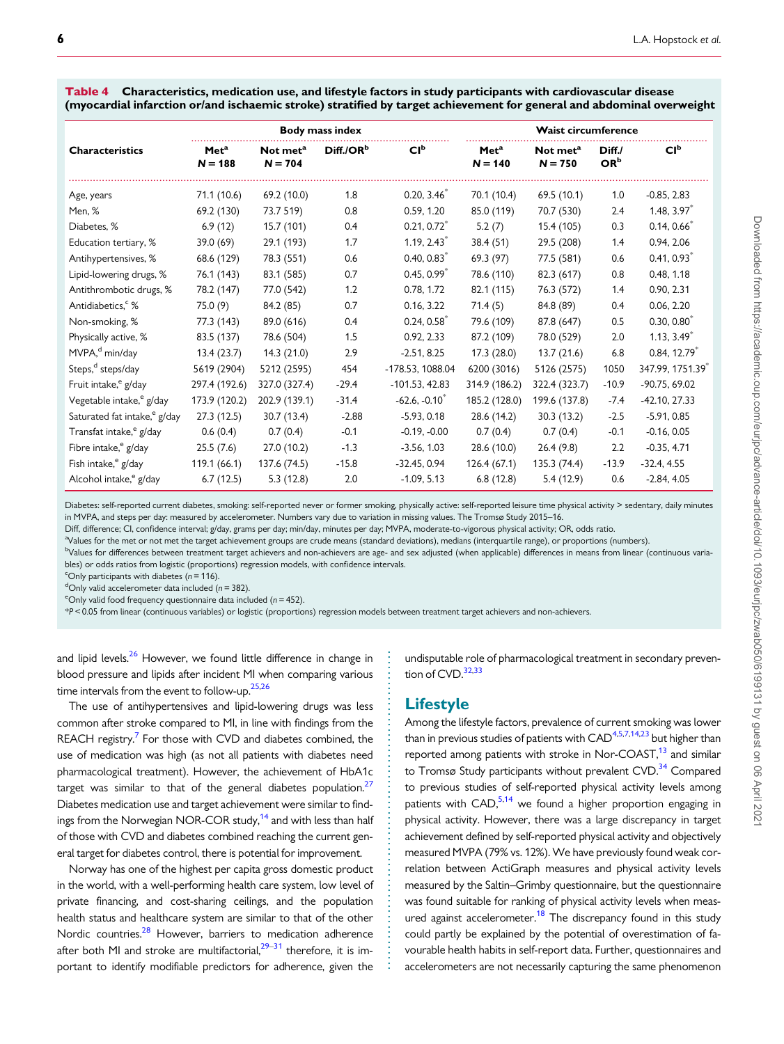**Table 4** Characteristics, medication use, and lifestyle factors in study participants with cardiovascular disease (myocardial infarction or/and ischaemic stroke) stratified by target achievement for general and abdominal overweight

| Characteristics | Body mass index | | | | Waist circumference | | | |
|---|---|---|---|---|---|---|---|---|
| | Met[a] N = 188 | Not met[a] N = 704 | Diff./OR[b] | CI[b] | Met[a] N = 140 | Not met[a] N = 750 | Diff./OR[b] | CI[b] |
| Age, years | 71.1 (10.6) | 69.2 (10.0) | 1.8 | 0.20, 3.46* | 70.1 (10.4) | 69.5 (10.1) | 1.0 | -0.85, 2.83 |
| Men, % | 69.2 (130) | 73.7 519) | 0.8 | 0.59, 1.20 | 85.0 (119) | 70.7 (530) | 2.4 | 1.48, 3.97* |
| Diabetes, % | 6.9 (12) | 15.7 (101) | 0.4 | 0.21, 0.72* | 5.2 (7) | 15.4 (105) | 0.3 | 0.14, 0.66* |
| Education tertiary, % | 39.0 (69) | 29.1 (193) | 1.7 | 1.19, 2.43* | 38.4 (51) | 29.5 (208) | 1.4 | 0.94, 2.06 |
| Antihypertensives, % | 68.6 (129) | 78.3 (551) | 0.6 | 0.40, 0.83* | 69.3 (97) | 77.5 (581) | 0.6 | 0.41, 0.93* |
| Lipid-lowering drugs, % | 76.1 (143) | 83.1 (585) | 0.7 | 0.45, 0.99* | 78.6 (110) | 82.3 (617) | 0.8 | 0.48, 1.18 |
| Antithrombotic drugs, % | 78.2 (147) | 77.0 (542) | 1.2 | 0.78, 1.72 | 82.1 (115) | 76.3 (572) | 1.4 | 0.90, 2.31 |
| Antidiabetics,[c] % | 75.0 (9) | 84.2 (85) | 0.7 | 0.16, 3.22 | 71.4 (5) | 84.8 (89) | 0.4 | 0.06, 2.20 |
| Non-smoking, % | 77.3 (143) | 89.0 (616) | 0.4 | 0.24, 0.58* | 79.6 (109) | 87.8 (647) | 0.5 | 0.30, 0.80* |
| Physically active, % | 83.5 (137) | 78.6 (504) | 1.5 | 0.92, 2.33 | 87.2 (109) | 78.0 (529) | 2.0 | 1.13, 3.49* |
| MVPA,[d] min/day | 13.4 (23.7) | 14.3 (21.0) | 2.9 | -2.51, 8.25 | 17.3 (28.0) | 13.7 (21.6) | 6.8 | 0.84, 12.79* |
| Steps,[d] steps/day | 5619 (2904) | 5212 (2595) | 454 | -178.53, 1088.04 | 6200 (3016) | 5126 (2575) | 1050 | 347.99, 1751.39* |
| Fruit intake,[e] g/day | 297.4 (192.6) | 327.0 (327.4) | -29.4 | -101.53, 42.83 | 314.9 (186.2) | 322.4 (323.7) | -10.9 | -90.75, 69.02 |
| Vegetable intake,[e] g/day | 173.9 (120.2) | 202.9 (139.1) | -31.4 | -62.6, -0.10* | 185.2 (128.0) | 199.6 (137.8) | -7.4 | -42.10, 27.33 |
| Saturated fat intake,[e] g/day | 27.3 (12.5) | 30.7 (13.4) | -2.88 | -5.93, 0.18 | 28.6 (14.2) | 30.3 (13.2) | -2.5 | -5.91, 0.85 |
| Transfat intake,[e] g/day | 0.6 (0.4) | 0.7 (0.4) | -0.1 | -0.19, -0.00 | 0.7 (0.4) | 0.7 (0.4) | -0.1 | -0.16, 0.05 |
| Fibre intake,[e] g/day | 25.5 (7.6) | 27.0 (10.2) | -1.3 | -3.56, 1.03 | 28.6 (10.0) | 26.4 (9.8) | 2.2 | -0.35, 4.71 |
| Fish intake,[e] g/day | 119.1 (66.1) | 137.6 (74.5) | -15.8 | -32.45, 0.94 | 126.4 (67.1) | 135.3 (74.4) | -13.9 | -32.4, 4.55 |
| Alcohol intake,[e] g/day | 6.7 (12.5) | 5.3 (12.8) | 2.0 | -1.09, 5.13 | 6.8 (12.8) | 5.4 (12.9) | 0.6 | -2.84, 4.05 |

Diabetes: self-reported current diabetes, smoking: self-reported never or former smoking, physically active: self-reported leisure time physical activity > sedentary, daily minutes in MVPA, and steps per day: measured by accelerometer. Numbers vary due to variation in missing values. The Tromsø Study 2015–16.

Diff, difference; CI, confidence interval; g/day, grams per day; min/day, minutes per day; MVPA, moderate-to-vigorous physical activity; OR, odds ratio.

[a]Values for the met or not met the target achievement groups are crude means (standard deviations), medians (interquartile range), or proportions (numbers).

[b]Values for differences between treatment target achievers and non-achievers are age- and sex adjusted (when applicable) differences in means from linear (continuous variables) or odds ratios from logistic (proportions) regression models, with confidence intervals.

[c]Only participants with diabetes (n = 116).

[d]Only valid accelerometer data included (n = 382).

[e]Only valid food frequency questionnaire data included (n = 452).

*$P < 0.05$ from linear (continuous variables) or logistic (proportions) regression models between treatment target achievers and non-achievers.

and lipid levels.[26] However, we found little difference in change in blood pressure and lipids after incident MI when comparing various time intervals from the event to follow-up.[25,26]

The use of antihypertensives and lipid-lowering drugs was less common after stroke compared to MI, in line with findings from the REACH registry.[7] For those with CVD and diabetes combined, the use of medication was high (as not all patients with diabetes need pharmacological treatment). However, the achievement of HbA1c target was similar to that of the general diabetes population.[27] Diabetes medication use and target achievement were similar to findings from the Norwegian NOR-COR study,[14] and with less than half of those with CVD and diabetes combined reaching the current general target for diabetes control, there is potential for improvement.

Norway has one of the highest per capita gross domestic product in the world, with a well-performing health care system, low level of private financing, and cost-sharing ceilings, and the population health status and healthcare system are similar to that of the other Nordic countries.[28] However, barriers to medication adherence after both MI and stroke are multifactorial,[29–31] therefore, it is important to identify modifiable predictors for adherence, given the undisputable role of pharmacological treatment in secondary prevention of CVD.[32,33]

## Lifestyle

Among the lifestyle factors, prevalence of current smoking was lower than in previous studies of patients with CAD[4,5,7,14,23] but higher than reported among patients with stroke in Nor-COAST,[13] and similar to Tromsø Study participants without prevalent CVD.[34] Compared to previous studies of self-reported physical activity levels among patients with CAD,[5,14] we found a higher proportion engaging in physical activity. However, there was a large discrepancy in target achievement defined by self-reported physical activity and objectively measured MVPA (79% vs. 12%). We have previously found weak correlation between ActiGraph measures and physical activity levels measured by the Saltin–Grimby questionnaire, but the questionnaire was found suitable for ranking of physical activity levels when measured against accelerometer.[18] The discrepancy found in this study could partly be explained by the potential of overestimation of favourable health habits in self-report data. Further, questionnaires and accelerometers are not necessarily capturing the same phenomenon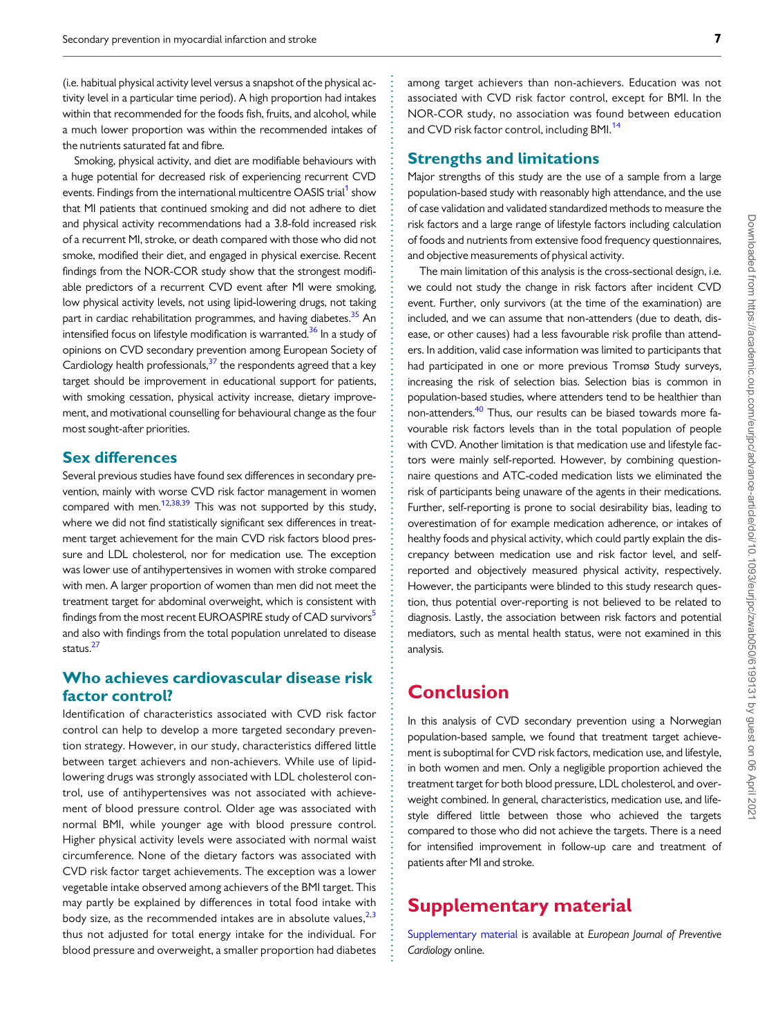(i.e. habitual physical activity level versus a snapshot of the physical activity level in a particular time period). A high proportion had intakes within that recommended for the foods fish, fruits, and alcohol, while a much lower proportion was within the recommended intakes of the nutrients saturated fat and fibre.

Smoking, physical activity, and diet are modifiable behaviours with a huge potential for decreased risk of experiencing recurrent CVD events. Findings from the international multicentre OASIS trial[1] show that MI patients that continued smoking and did not adhere to diet and physical activity recommendations had a 3.8-fold increased risk of a recurrent MI, stroke, or death compared with those who did not smoke, modified their diet, and engaged in physical exercise. Recent findings from the NOR-COR study show that the strongest modifiable predictors of a recurrent CVD event after MI were smoking, low physical activity levels, not using lipid-lowering drugs, not taking part in cardiac rehabilitation programmes, and having diabetes.[35] An intensified focus on lifestyle modification is warranted.[36] In a study of opinions on CVD secondary prevention among European Society of Cardiology health professionals,[37] the respondents agreed that a key target should be improvement in educational support for patients, with smoking cessation, physical activity increase, dietary improvement, and motivational counselling for behavioural change as the four most sought-after priorities.

## Sex differences

Several previous studies have found sex differences in secondary prevention, mainly with worse CVD risk factor management in women compared with men.[12,38,39] This was not supported by this study, where we did not find statistically significant sex differences in treatment target achievement for the main CVD risk factors blood pressure and LDL cholesterol, nor for medication use. The exception was lower use of antihypertensives in women with stroke compared with men. A larger proportion of women than men did not meet the treatment target for abdominal overweight, which is consistent with findings from the most recent EUROASPIRE study of CAD survivors[5] and also with findings from the total population unrelated to disease status.[27]

## Who achieves cardiovascular disease risk factor control?

Identification of characteristics associated with CVD risk factor control can help to develop a more targeted secondary prevention strategy. However, in our study, characteristics differed little between target achievers and non-achievers. While use of lipid-lowering drugs was strongly associated with LDL cholesterol control, use of antihypertensives was not associated with achievement of blood pressure control. Older age was associated with normal BMI, while younger age with blood pressure control. Higher physical activity levels were associated with normal waist circumference. None of the dietary factors was associated with CVD risk factor target achievements. The exception was a lower vegetable intake observed among achievers of the BMI target. This may partly be explained by differences in total food intake with body size, as the recommended intakes are in absolute values,[2,3] thus not adjusted for total energy intake for the individual. For blood pressure and overweight, a smaller proportion had diabetes among target achievers than non-achievers. Education was not associated with CVD risk factor control, except for BMI. In the NOR-COR study, no association was found between education and CVD risk factor control, including BMI.[14]

## Strengths and limitations

Major strengths of this study are the use of a sample from a large population-based study with reasonably high attendance, and the use of case validation and validated standardized methods to measure the risk factors and a large range of lifestyle factors including calculation of foods and nutrients from extensive food frequency questionnaires, and objective measurements of physical activity.

The main limitation of this analysis is the cross-sectional design, i.e. we could not study the change in risk factors after incident CVD event. Further, only survivors (at the time of the examination) are included, and we can assume that non-attenders (due to death, disease, or other causes) had a less favourable risk profile than attenders. In addition, valid case information was limited to participants that had participated in one or more previous Tromsø Study surveys, increasing the risk of selection bias. Selection bias is common in population-based studies, where attenders tend to be healthier than non-attenders.[40] Thus, our results can be biased towards more favourable risk factors levels than in the total population of people with CVD. Another limitation is that medication use and lifestyle factors were mainly self-reported. However, by combining questionnaire questions and ATC-coded medication lists we eliminated the risk of participants being unaware of the agents in their medications. Further, self-reporting is prone to social desirability bias, leading to overestimation of for example medication adherence, or intakes of healthy foods and physical activity, which could partly explain the discrepancy between medication use and risk factor level, and self-reported and objectively measured physical activity, respectively. However, the participants were blinded to this study research question, thus potential over-reporting is not believed to be related to diagnosis. Lastly, the association between risk factors and potential mediators, such as mental health status, were not examined in this analysis.

# Conclusion

In this analysis of CVD secondary prevention using a Norwegian population-based sample, we found that treatment target achievement is suboptimal for CVD risk factors, medication use, and lifestyle, in both women and men. Only a negligible proportion achieved the treatment target for both blood pressure, LDL cholesterol, and overweight combined. In general, characteristics, medication use, and lifestyle differed little between those who achieved the targets compared to those who did not achieve the targets. There is a need for intensified improvement in follow-up care and treatment of patients after MI and stroke.

# Supplementary material

Supplementary material is available at *European Journal of Preventive Cardiology* online.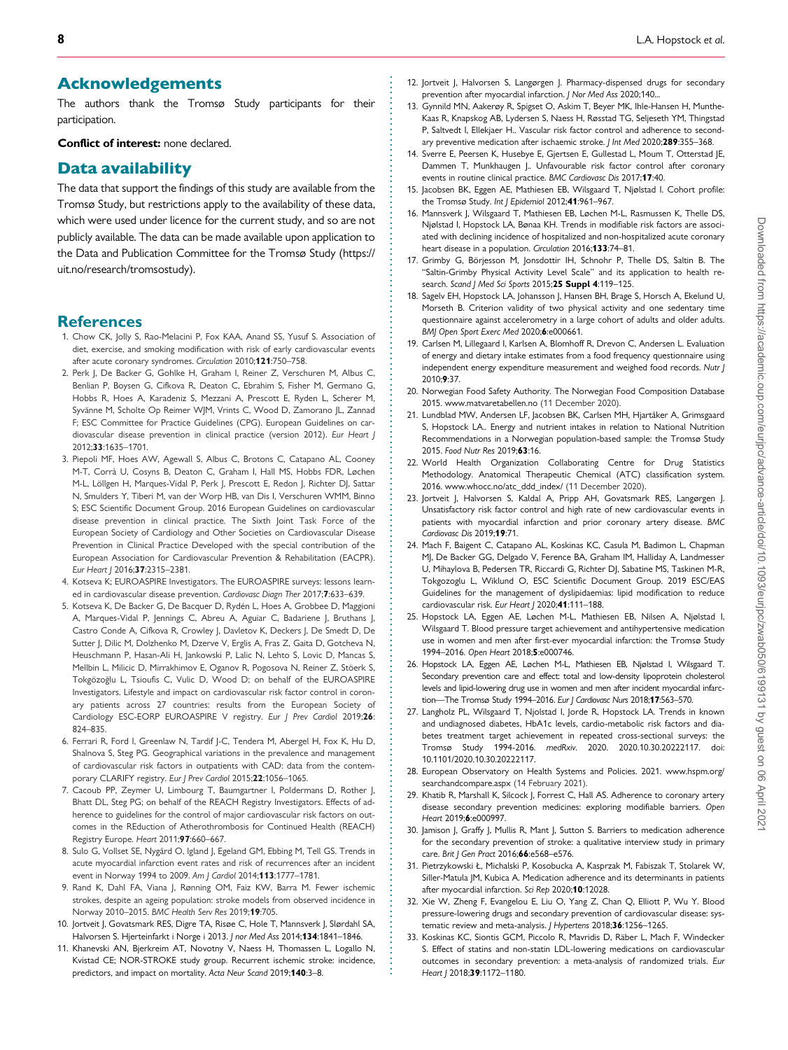## Acknowledgements

The authors thank the Tromsø Study participants for their participation.

**Conflict of interest:** none declared.

## Data availability

The data that support the findings of this study are available from the Tromsø Study, but restrictions apply to the availability of these data, which were used under licence for the current study, and so are not publicly available. The data can be made available upon application to the Data and Publication Committee for the Tromsø Study (https://uit.no/research/tromsostudy).

## References

1. Chow CK, Jolly S, Rao-Melacini P, Fox KAA, Anand SS, Yusuf S. Association of diet, exercise, and smoking modification with risk of early cardiovascular events after acute coronary syndromes. *Circulation* 2010;**121**:750–758.
2. Perk J, De Backer G, Gohlke H, Graham I, Reiner Z, Verschuren M, Albus C, Benlian P, Boysen G, Cifkova R, Deaton C, Ebrahim S, Fisher M, Germano G, Hobbs R, Hoes A, Karadeniz S, Mezzani A, Prescott E, Ryden L, Scherer M, Syvänne M, Scholte Op Reimer WJM, Vrints C, Wood D, Zamorano JL, Zannad F; ESC Committee for Practice Guidelines (CPG). European Guidelines on cardiovascular disease prevention in clinical practice (version 2012). *Eur Heart J* 2012;**33**:1635–1701.
3. Piepoli MF, Hoes AW, Agewall S, Albus C, Brotons C, Catapano AL, Cooney M-T, Corrà U, Cosyns B, Deaton C, Graham I, Hall MS, Hobbs FDR, Løchen M-L, Löllgen H, Marques-Vidal P, Perk J, Prescott E, Redon J, Richter DJ, Sattar N, Smulders Y, Tiberi M, van der Worp HB, van Dis I, Verschuren WMM, Binno S; ESC Scientific Document Group. 2016 European Guidelines on cardiovascular disease prevention in clinical practice. The Sixth Joint Task Force of the European Society of Cardiology and Other Societies on Cardiovascular Disease Prevention in Clinical Practice Developed with the special contribution of the European Association for Cardiovascular Prevention & Rehabilitation (EACPR). *Eur Heart J* 2016;**37**:2315–2381.
4. Kotseva K; EUROASPIRE Investigators. The EUROASPIRE surveys: lessons learned in cardiovascular disease prevention. *Cardiovasc Diagn Ther* 2017;**7**:633–639.
5. Kotseva K, De Backer G, De Bacquer D, Rydén L, Hoes A, Grobbee D, Maggioni A, Marques-Vidal P, Jennings C, Abreu A, Aguiar C, Badariene J, Bruthans J, Castro Conde A, Cifkova R, Crowley J, Davletov K, Deckers J, De Smedt D, De Sutter J, Dilic M, Dolzhenko M, Dzerve V, Erglis A, Fras Z, Gaita D, Gotcheva N, Heuschmann P, Hasan-Ali H, Jankowski P, Lalic N, Lehto S, Lovic D, Mancas S, Mellbin L, Milicic D, Mirrakhimov E, Oganov R, Pogosova N, Reiner Z, Stöerk S, Tokgözoğlu L, Tsioufis C, Vulic D, Wood D; on behalf of the EUROASPIRE Investigators. Lifestyle and impact on cardiovascular risk factor control in coronary patients across 27 countries: results from the European Society of Cardiology ESC-EORP EUROASPIRE V registry. *Eur J Prev Cardiol* 2019;**26**:824–835.
6. Ferrari R, Ford I, Greenlaw N, Tardif J-C, Tendera M, Abergel H, Fox K, Hu D, Shalnova S, Steg PG. Geographical variations in the prevalence and management of cardiovascular risk factors in outpatients with CAD: data from the contemporary CLARIFY registry. *Eur J Prev Cardiol* 2015;**22**:1056–1065.
7. Cacoub PP, Zeymer U, Limbourg T, Baumgartner I, Poldermans D, Rother J, Bhatt DL, Steg PG; on behalf of the REACH Registry Investigators. Effects of adherence to guidelines for the control of major cardiovascular risk factors on outcomes in the REduction of Atherothrombosis for Continued Health (REACH) Registry Europe. *Heart* 2011;**97**:660–667.
8. Sulo G, Vollset SE, Nygård O, Igland J, Egeland GM, Ebbing M, Tell GS. Trends in acute myocardial infarction event rates and risk of recurrences after an incident event in Norway 1994 to 2009. *Am J Cardiol* 2014;**113**:1777–1781.
9. Rand K, Dahl FA, Viana J, Rønning OM, Faiz KW, Barra M. Fewer ischemic strokes, despite an ageing population: stroke models from observed incidence in Norway 2010–2015. *BMC Health Serv Res* 2019;**19**:705.
10. Jortveit J, Govatsmark RES, Digre TA, Risøe C, Hole T, Mannsverk J, Slørdahl SA, Halvorsen S. Hjerteinfarkt i Norge i 2013. *J nor Med Ass* 2014;**134**:1841–1846.
11. Khanevski AN, Bjerkreim AT, Novotny V, Naess H, Thomassen L, Logallo N, Kvistad CE; NOR-STROKE study group. Recurrent ischemic stroke: incidence, predictors, and impact on mortality. *Acta Neur Scand* 2019;**140**:3–8.
12. Jortveit J, Halvorsen S, Langørgen J. Pharmacy-dispensed drugs for secondary prevention after myocardial infarction. *J Nor Med Ass* 2020;140...
13. Gynnild MN, Aakerøy R, Spigset O, Askim T, Beyer MK, Ihle-Hansen H, Munthe-Kaas R, Knapskog AB, Lydersen S, Naess H, Røsstad TG, Seljeseth YM, Thingstad P, Saltvedt I, Ellekjaer H.. Vascular risk factor control and adherence to secondary preventive medication after ischaemic stroke. *J Int Med* 2020;**289**:355–368.
14. Sverre E, Peersen K, Husebye E, Gjertsen E, Gullestad L, Moum T, Otterstad JE, Dammen T, Munkhaugen J.. Unfavourable risk factor control after coronary events in routine clinical practice. *BMC Cardiovasc Dis* 2017;**17**:40.
15. Jacobsen BK, Eggen AE, Mathiesen EB, Wilsgaard T, Njølstad I. Cohort profile: the Tromsø Study. *Int J Epidemiol* 2012;**41**:961–967.
16. Mannsverk J, Wilsgaard T, Mathiesen EB, Løchen M-L, Rasmussen K, Thelle DS, Njølstad I, Hopstock LA, Bønaa KH. Trends in modifiable risk factors are associated with declining incidence of hospitalized and non-hospitalized acute coronary heart disease in a population. *Circulation* 2016;**133**:74–81.
17. Grimby G, Börjesson M, Jonsdottir IH, Schnohr P, Thelle DS, Saltin B. The "Saltin-Grimby Physical Activity Level Scale" and its application to health research. *Scand J Med Sci Sports* 2015;**25 Suppl 4**:119–125.
18. Sagelv EH, Hopstock LA, Johansson J, Hansen BH, Brage S, Horsch A, Ekelund U, Morseth B. Criterion validity of two physical activity and one sedentary time questionnaire against accelerometry in a large cohort of adults and older adults. *BMJ Open Sport Exerc Med* 2020;**6**:e000661.
19. Carlsen M, Lillegaard I, Karlsen A, Blomhoff R, Drevon C, Andersen L. Evaluation of energy and dietary intake estimates from a food frequency questionnaire using independent energy expenditure measurement and weighed food records. *Nutr J* 2010;**9**:37.
20. Norwegian Food Safety Authority. The Norwegian Food Composition Database 2015. www.matvaretabellen.no (11 December 2020).
21. Lundblad MW, Andersen LF, Jacobsen BK, Carlsen MH, Hjartåker A, Grimsgaard S, Hopstock LA.. Energy and nutrient intakes in relation to National Nutrition Recommendations in a Norwegian population-based sample: the Tromsø Study 2015. *Food Nutr Res* 2019;**63**:16.
22. World Health Organization Collaborating Centre for Drug Statistics Methodology. Anatomical Therapeutic Chemical (ATC) classification system. 2016. www.whocc.no/atc_ddd_index/ (11 December 2020).
23. Jortveit J, Halvorsen S, Kaldal A, Pripp AH, Govatsmark RES, Langørgen J. Unsatisfactory risk factor control and high rate of new cardiovascular events in patients with myocardial infarction and prior coronary artery disease. *BMC Cardiovasc Dis* 2019;**19**:71.
24. Mach F, Baigent C, Catapano AL, Koskinas KC, Casula M, Badimon L, Chapman MJ, De Backer GG, Delgado V, Ference BA, Graham IM, Halliday A, Landmesser U, Mihaylova B, Pedersen TR, Riccardi G, Richter DJ, Sabatine MS, Taskinen M-R, Tokgozoglu L, Wiklund O, ESC Scientific Document Group. 2019 ESC/EAS Guidelines for the management of dyslipidaemias: lipid modification to reduce cardiovascular risk. *Eur Heart J* 2020;**41**:111–188.
25. Hopstock LA, Eggen AE, Løchen M-L, Mathiesen EB, Nilsen A, Njølstad I, Wilsgaard T. Blood pressure target achievement and antihypertensive medication use in women and men after first-ever myocardial infarction: the Tromsø Study 1994–2016. *Open Heart* 2018;**5**:e000746.
26. Hopstock LA, Eggen AE, Løchen M-L, Mathiesen EB, Njølstad I, Wilsgaard T. Secondary prevention care and effect: total and low-density lipoprotein cholesterol levels and lipid-lowering drug use in women and men after incident myocardial infarction—The Tromsø Study 1994–2016. *Eur J Cardiovasc Nurs* 2018;**17**:563–570.
27. Langholz PL, Wilsgaard T, Njolstad I, Jorde R, Hopstock LA. Trends in known and undiagnosed diabetes, HbA1c levels, cardio-metabolic risk factors and diabetes treatment target achievement in repeated cross-sectional surveys: the Tromsø Study 1994-2016. *medRxiv*. 2020. 2020.10.30.20222117. doi: 10.1101/2020.10.30.20222117.
28. European Observatory on Health Systems and Policies. 2021. www.hspm.org/searchandcompare.aspx (14 February 2021).
29. Khatib R, Marshall K, Silcock J, Forrest C, Hall AS. Adherence to coronary artery disease secondary prevention medicines: exploring modifiable barriers. *Open Heart* 2019;**6**:e000997.
30. Jamison J, Graffy J, Mullis R, Mant J, Sutton S. Barriers to medication adherence for the secondary prevention of stroke: a qualitative interview study in primary care. *Brit J Gen Pract* 2016;**66**:e568–e576.
31. Pietrzykowski Ł, Michalski P, Kosobucka A, Kasprzak M, Fabiszak T, Stolarek W, Siller-Matula JM, Kubica A. Medication adherence and its determinants in patients after myocardial infarction. *Sci Rep* 2020;**10**:12028.
32. Xie W, Zheng F, Evangelou E, Liu O, Yang Z, Chan Q, Elliott P, Wu Y. Blood pressure-lowering drugs and secondary prevention of cardiovascular disease: systematic review and meta-analysis. *J Hypertens* 2018;**36**:1256–1265.
33. Koskinas KC, Siontis GCM, Piccolo R, Mavridis D, Räber L, Mach F, Windecker S. Effect of statins and non-statin LDL-lowering medications on cardiovascular outcomes in secondary prevention: a meta-analysis of randomized trials. *Eur Heart J* 2018;**39**:1172–1180.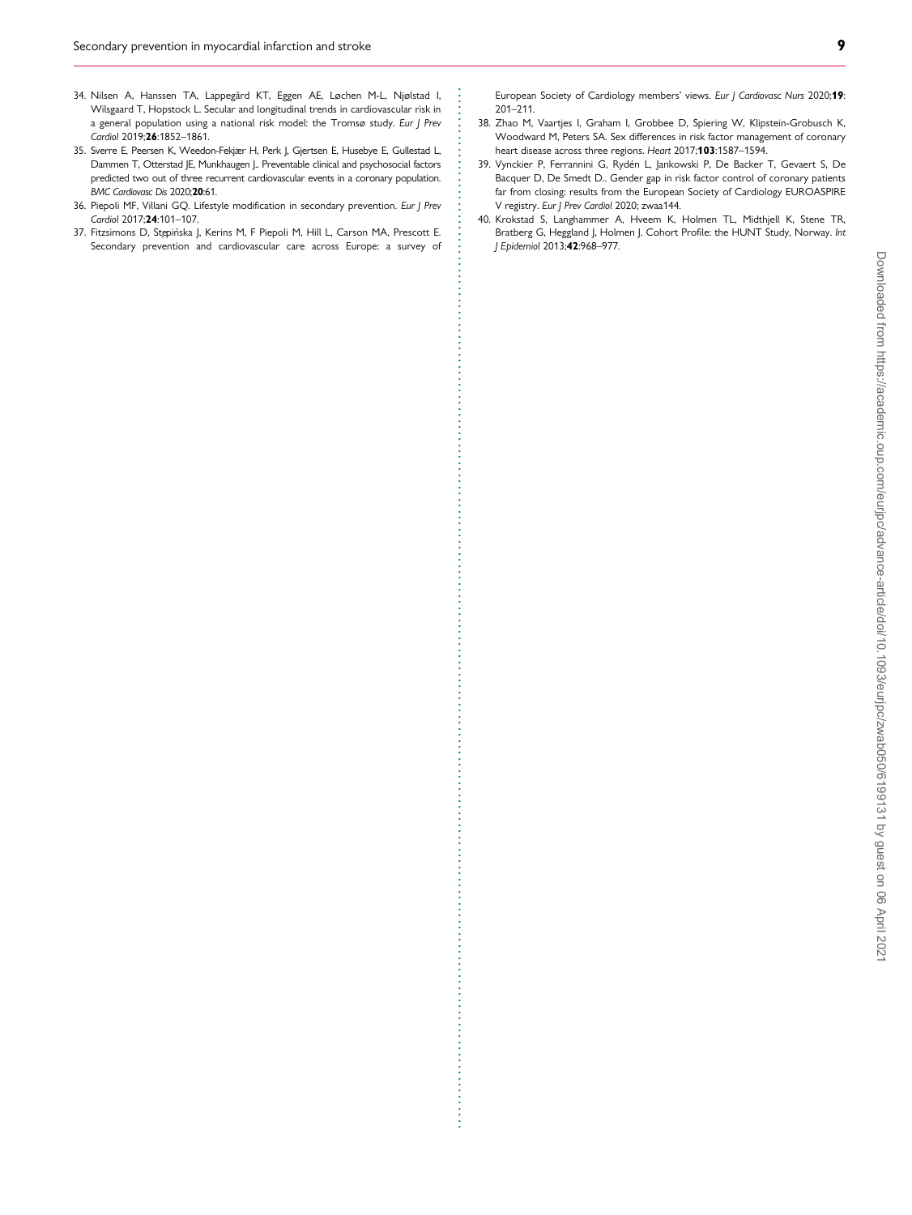34. Nilsen A, Hanssen TA, Lappegård KT, Eggen AE, Løchen M-L, Njølstad I, Wilsgaard T, Hopstock L. Secular and longitudinal trends in cardiovascular risk in a general population using a national risk model: the Tromsø study. *Eur J Prev Cardiol* 2019;**26**:1852–1861.
35. Sverre E, Peersen K, Weedon-Fekjær H, Perk J, Gjertsen E, Husebye E, Gullestad L, Dammen T, Otterstad JE, Munkhaugen J.. Preventable clinical and psychosocial factors predicted two out of three recurrent cardiovascular events in a coronary population. *BMC Cardiovasc Dis* 2020;**20**:61.
36. Piepoli MF, Villani GQ. Lifestyle modification in secondary prevention. *Eur J Prev Cardiol* 2017;**24**:101–107.
37. Fitzsimons D, Stępińska J, Kerins M, F Piepoli M, Hill L, Carson MA, Prescott E. Secondary prevention and cardiovascular care across Europe: a survey of European Society of Cardiology members' views. *Eur J Cardiovasc Nurs* 2020;**19**: 201–211.
38. Zhao M, Vaartjes I, Graham I, Grobbee D, Spiering W, Klipstein-Grobusch K, Woodward M, Peters SA. Sex differences in risk factor management of coronary heart disease across three regions. *Heart* 2017;**103**:1587–1594.
39. Vynckier P, Ferrannini G, Rydén L, Jankowski P, De Backer T, Gevaert S, De Bacquer D, De Smedt D.. Gender gap in risk factor control of coronary patients far from closing: results from the European Society of Cardiology EUROASPIRE V registry. *Eur J Prev Cardiol* 2020; zwaa144.
40. Krokstad S, Langhammer A, Hveem K, Holmen TL, Midthjell K, Stene TR, Bratberg G, Heggland J, Holmen J. Cohort Profile: the HUNT Study, Norway. *Int J Epidemiol* 2013;**42**:968–977.